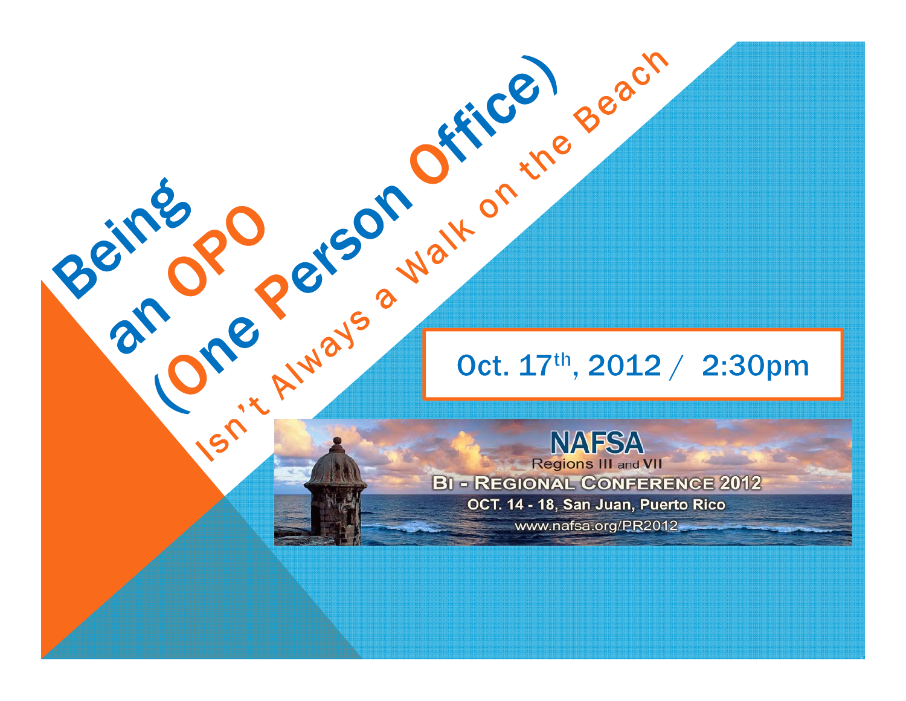# Being an OPO (One Person Office)

## Isn't Always a Walk on the Beach

Oct. 17th, 2012 / 2:30pm

NAFSA

Regions III and VII

BI - REGIONAL CONFERENCE 2012

OCT. 14 - 18, San Juan, Puerto Rico

www.nafsa.org/PR2012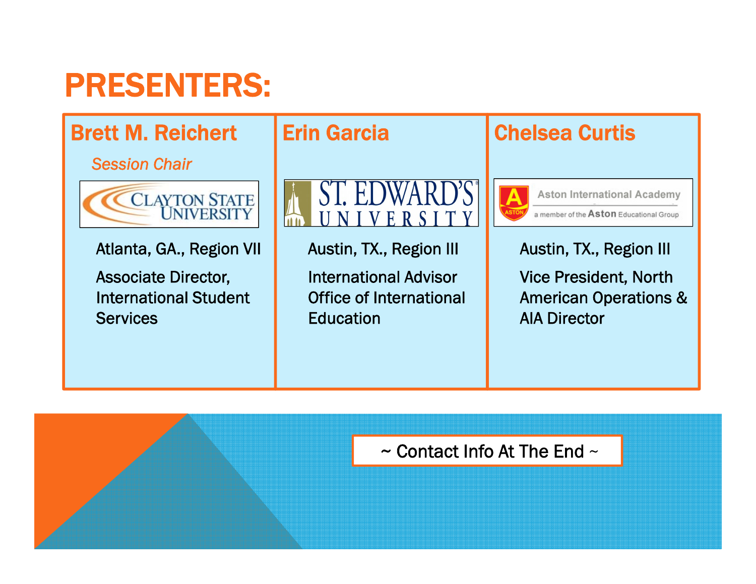# PRESENTERS:

## Brett M. Reichert

*Session Chair*

CLAYTON STATE UNIVERSITY

Atlanta, GA., Region VII

Associate Director, International Student Services

## Erin Garcia

ST. EDWARD'S UNIVERSITY

Austin, TX., Region III

International Advisor Office of International Education

## Chelsea Curtis

Aston International Academy – a member of the Aston Educational Group

Austin, TX., Region III

Vice President, North American Operations & AIA Director

~ Contact Info At The End ~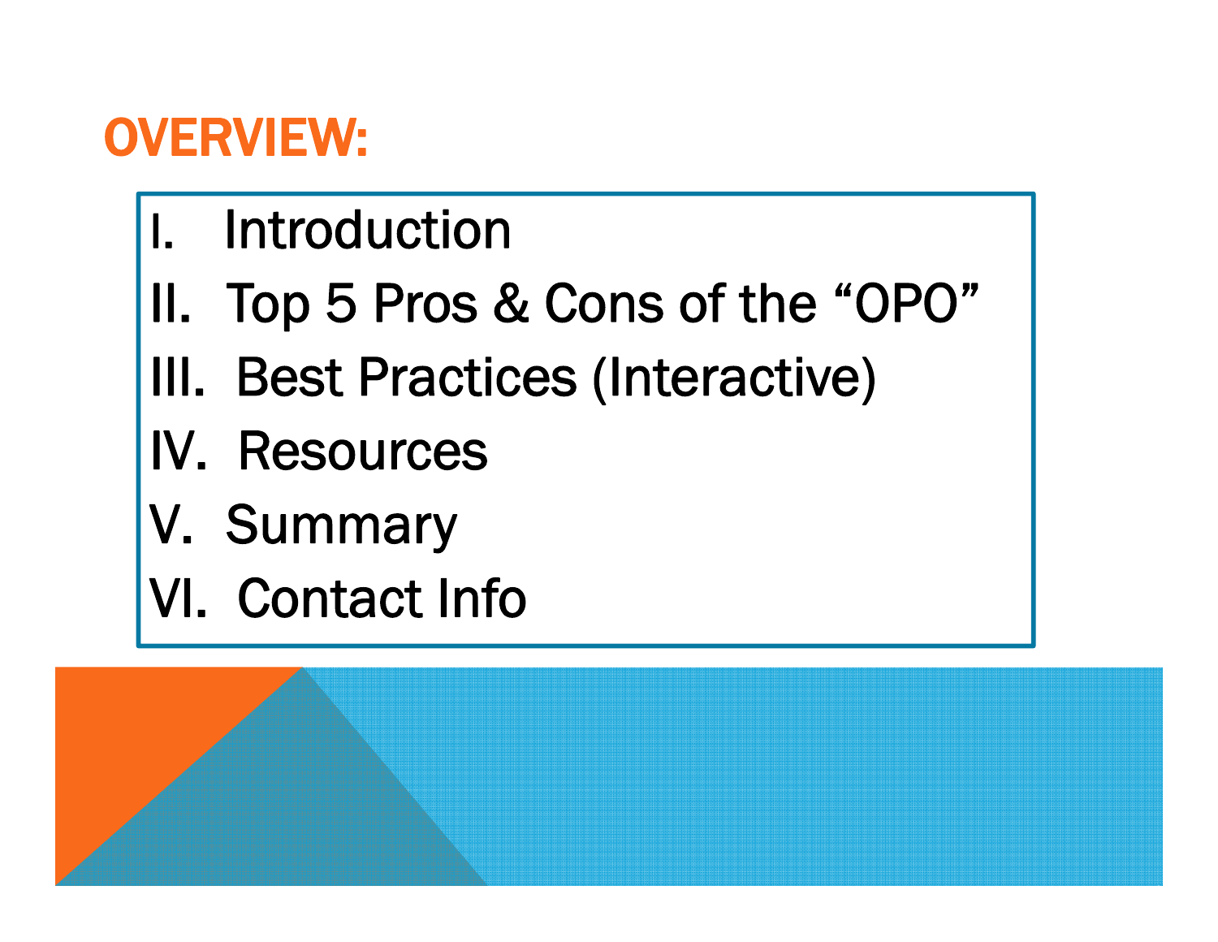# OVERVIEW:

I. Introduction
II. Top 5 Pros & Cons of the "OPO"
III. Best Practices (Interactive)
IV. Resources
V. Summary
VI. Contact Info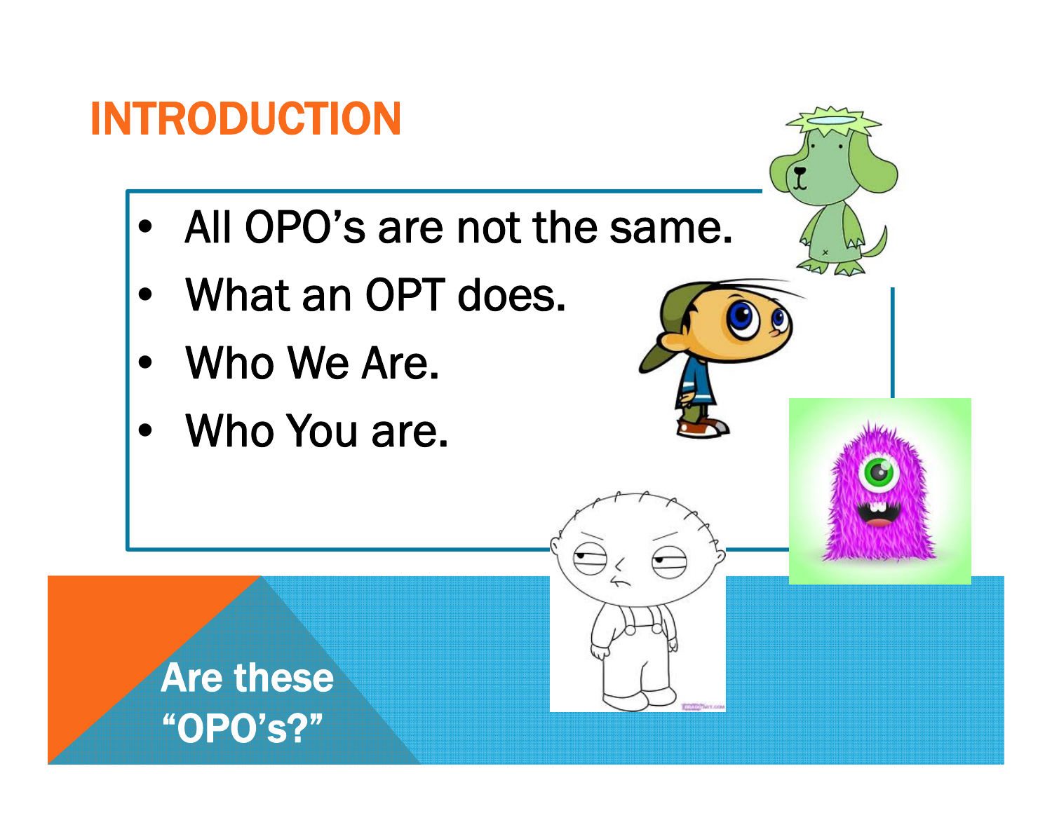# INTRODUCTION

- All OPO's are not the same.
- What an OPT does.
- Who We Are.
- Who You are.

Are these "OPO's?"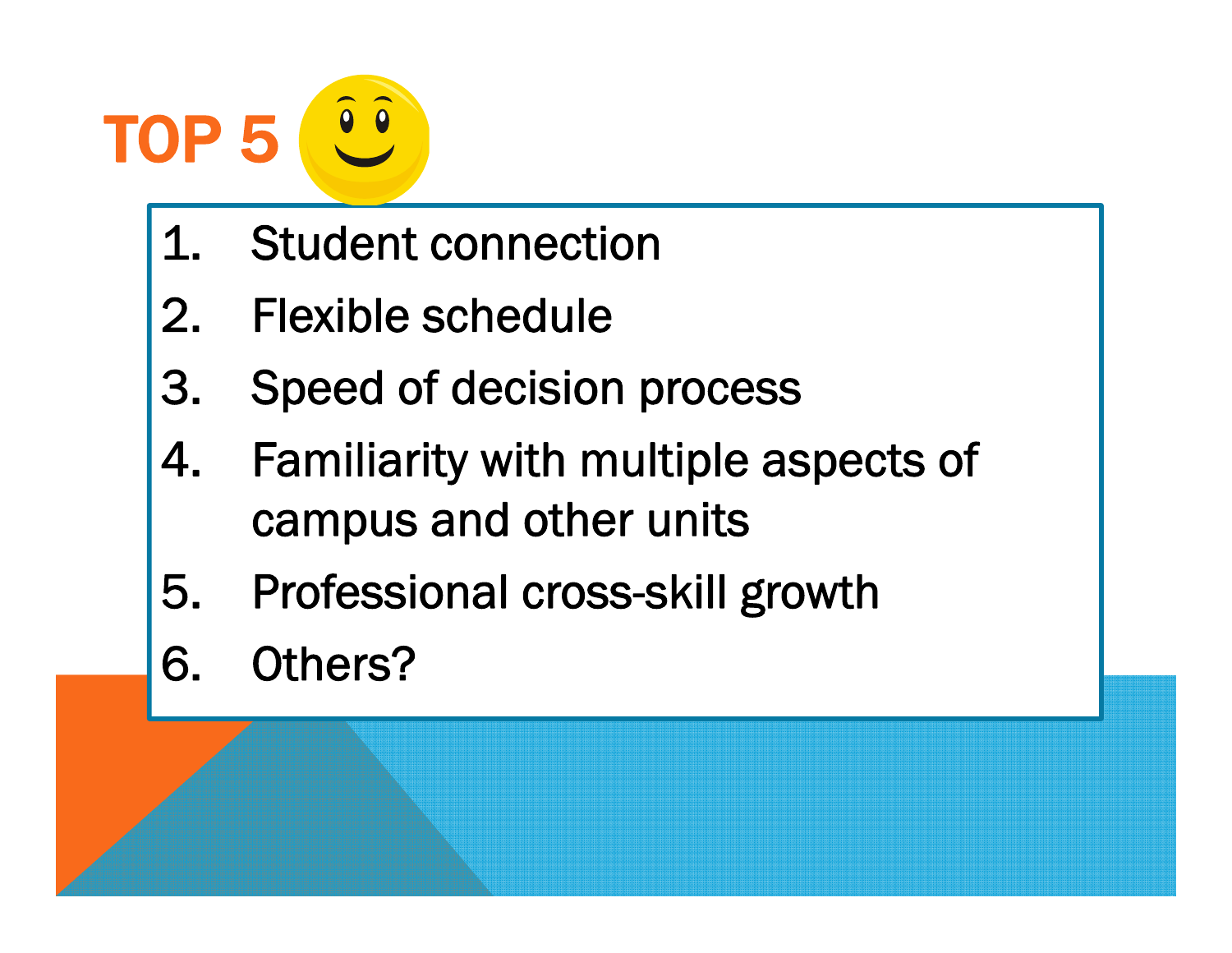# TOP 5

1. Student connection
2. Flexible schedule
3. Speed of decision process
4. Familiarity with multiple aspects of campus and other units
5. Professional cross-skill growth
6. Others?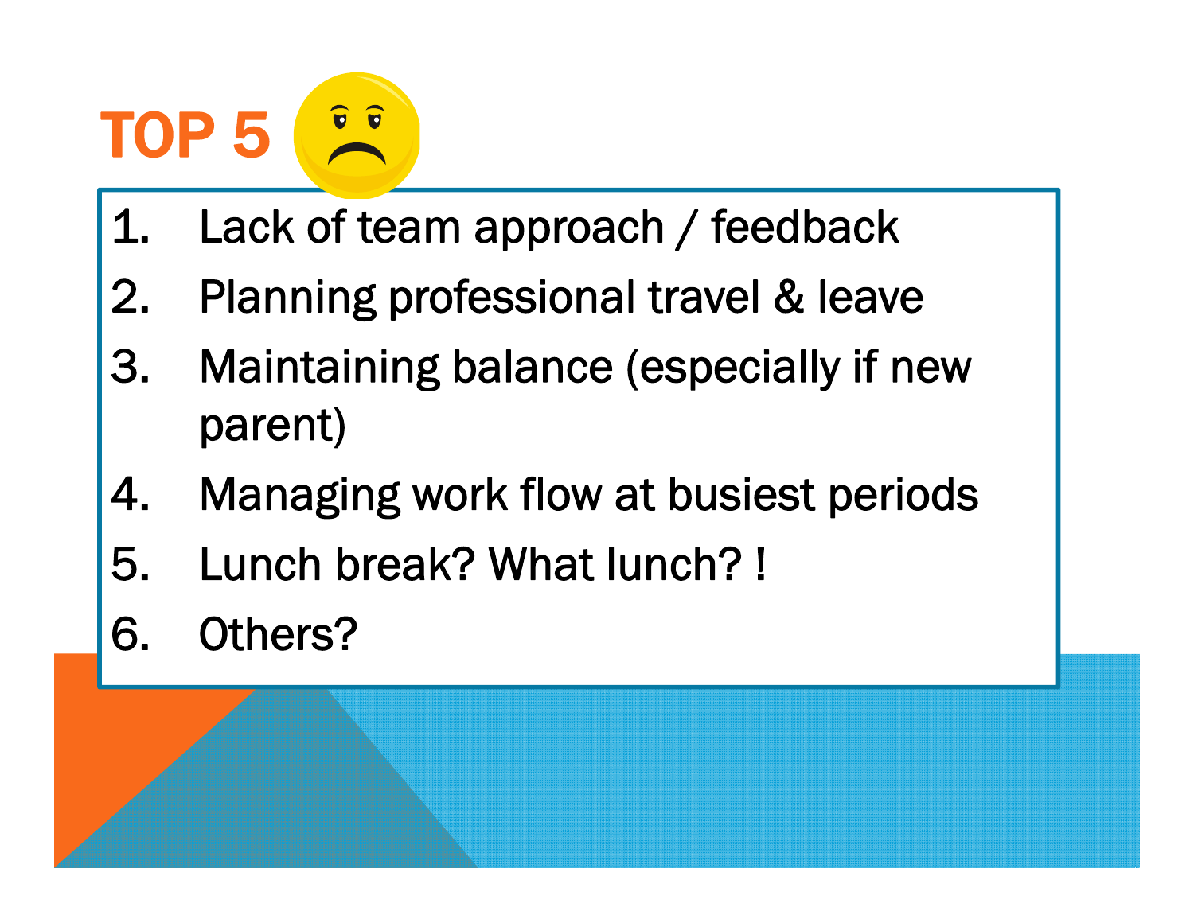# TOP 5

1. Lack of team approach / feedback
2. Planning professional travel & leave
3. Maintaining balance (especially if new parent)
4. Managing work flow at busiest periods
5. Lunch break? What lunch? !
6. Others?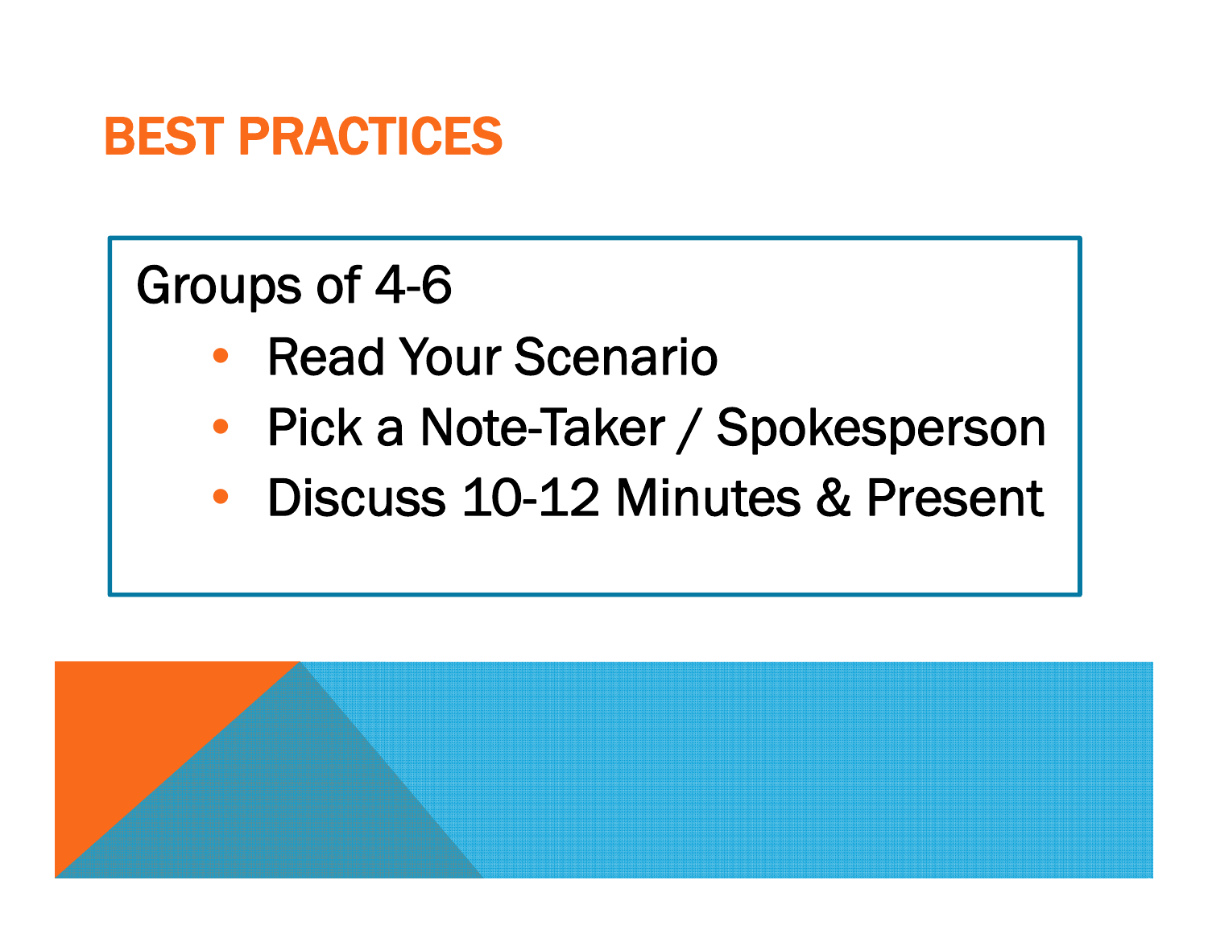# BEST PRACTICES

Groups of 4-6

- Read Your Scenario
- Pick a Note-Taker / Spokesperson
- Discuss 10-12 Minutes & Present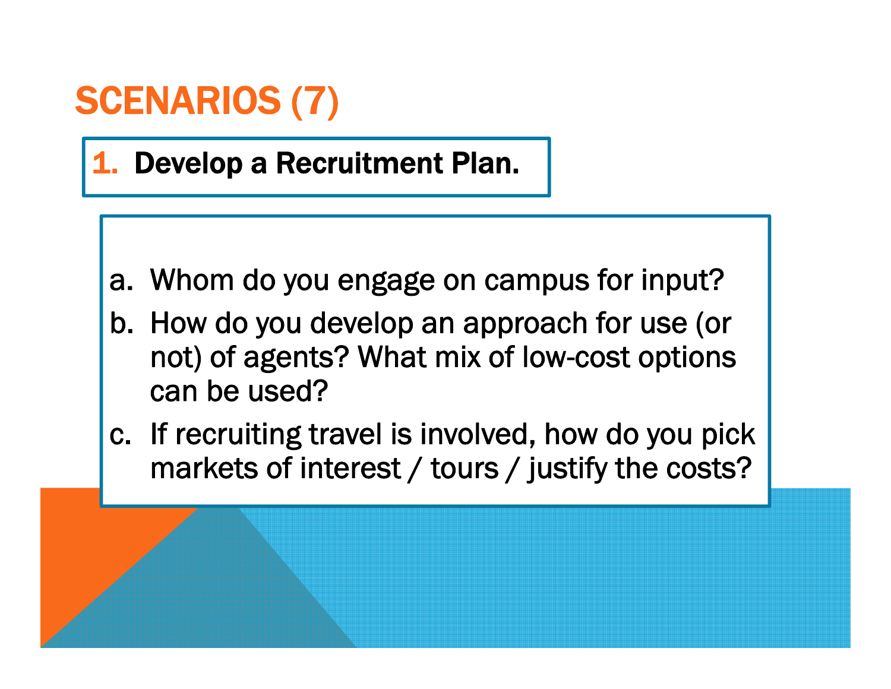# SCENARIOS (7)

## 1. Develop a Recruitment Plan.

a. Whom do you engage on campus for input?

b. How do you develop an approach for use (or not) of agents? What mix of low-cost options can be used?

c. If recruiting travel is involved, how do you pick markets of interest / tours / justify the costs?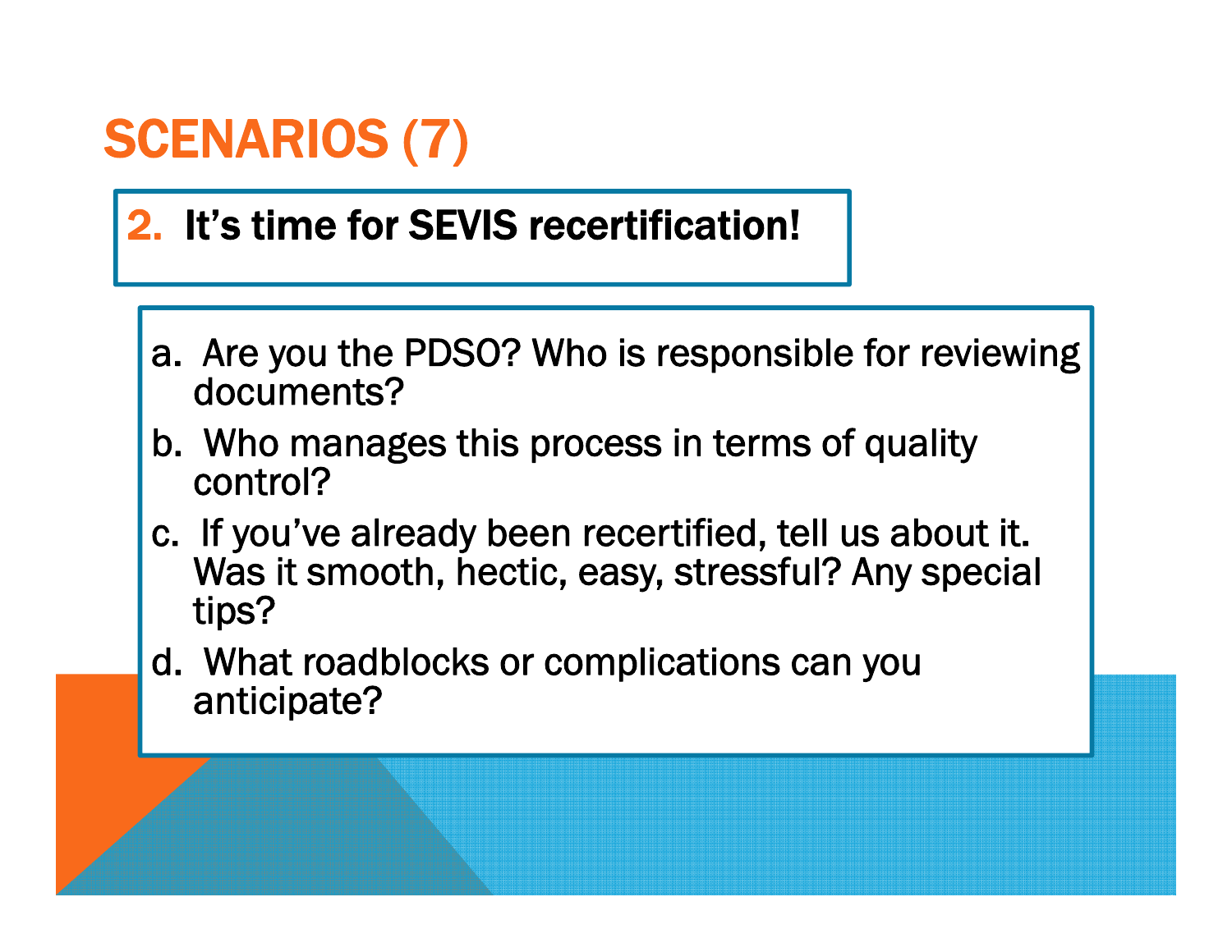# SCENARIOS (7)

## 2. It's time for SEVIS recertification!

a. Are you the PDSO? Who is responsible for reviewing documents?

b. Who manages this process in terms of quality control?

c. If you've already been recertified, tell us about it. Was it smooth, hectic, easy, stressful? Any special tips?

d. What roadblocks or complications can you anticipate?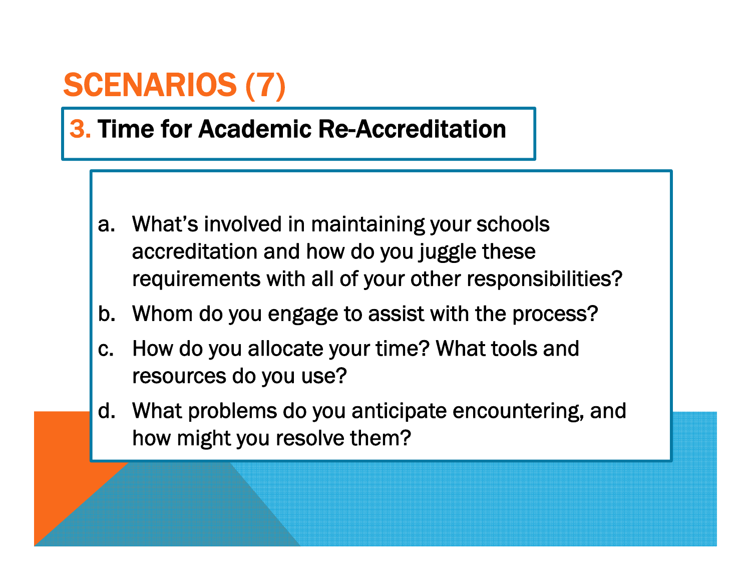# SCENARIOS (7)

## 3. Time for Academic Re-Accreditation

a. What's involved in maintaining your schools accreditation and how do you juggle these requirements with all of your other responsibilities?

b. Whom do you engage to assist with the process?

c. How do you allocate your time? What tools and resources do you use?

d. What problems do you anticipate encountering, and how might you resolve them?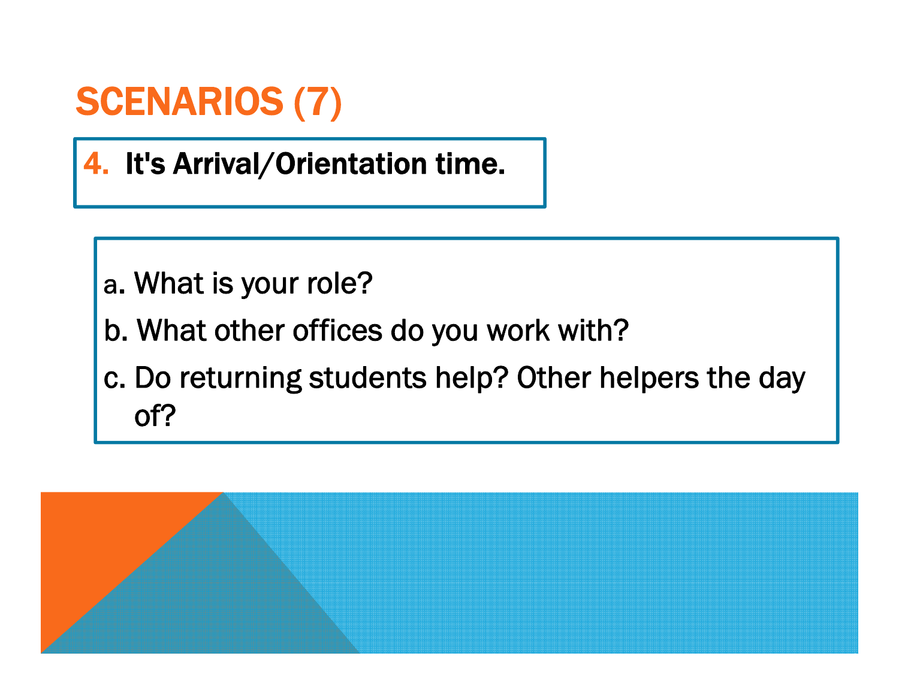# SCENARIOS (7)

**4. It's Arrival/Orientation time.**

a. What is your role?

b. What other offices do you work with?

c. Do returning students help? Other helpers the day of?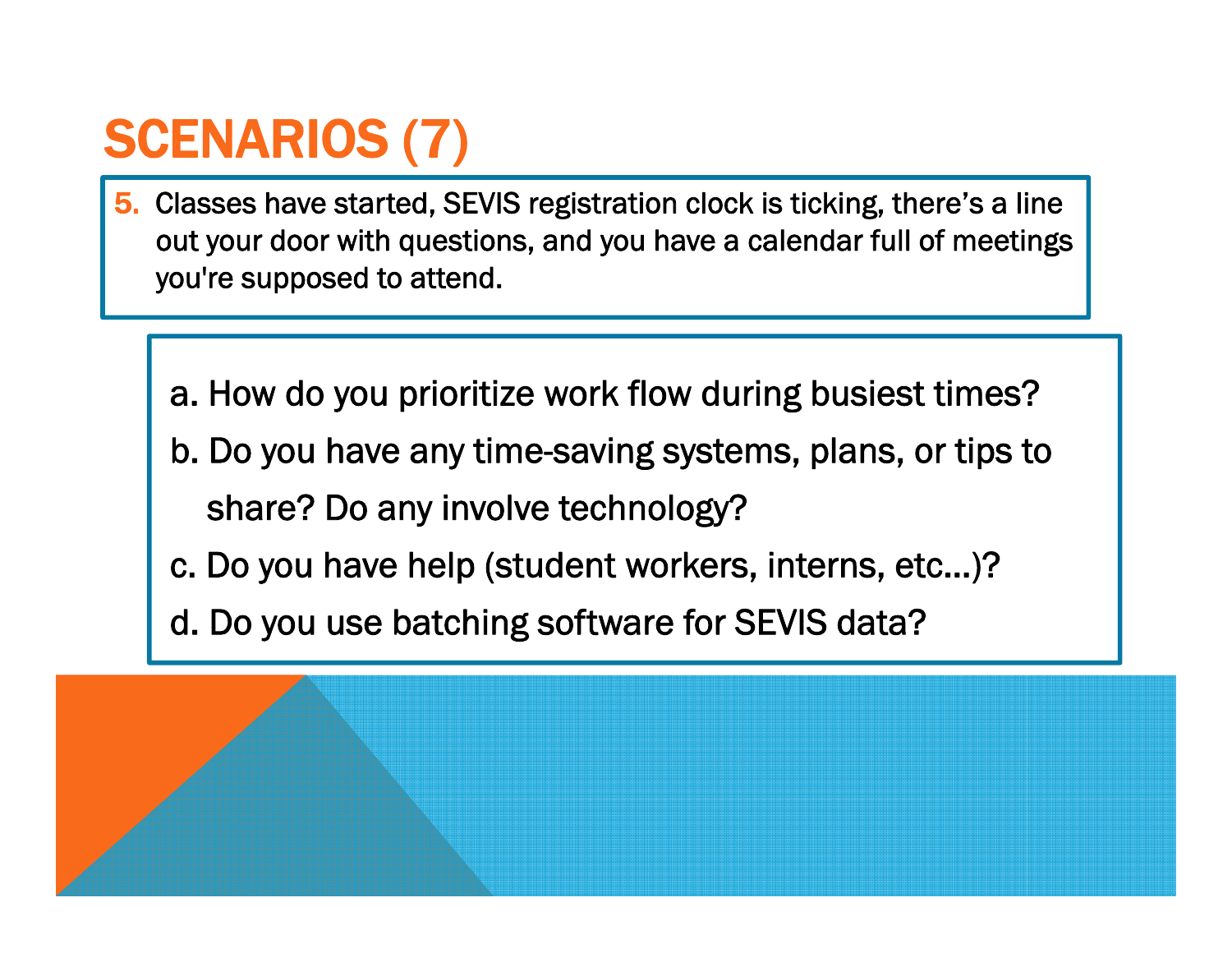# SCENARIOS (7)

5. Classes have started, SEVIS registration clock is ticking, there's a line out your door with questions, and you have a calendar full of meetings you're supposed to attend.

a. How do you prioritize work flow during busiest times?

b. Do you have any time-saving systems, plans, or tips to share? Do any involve technology?

c. Do you have help (student workers, interns, etc…)?

d. Do you use batching software for SEVIS data?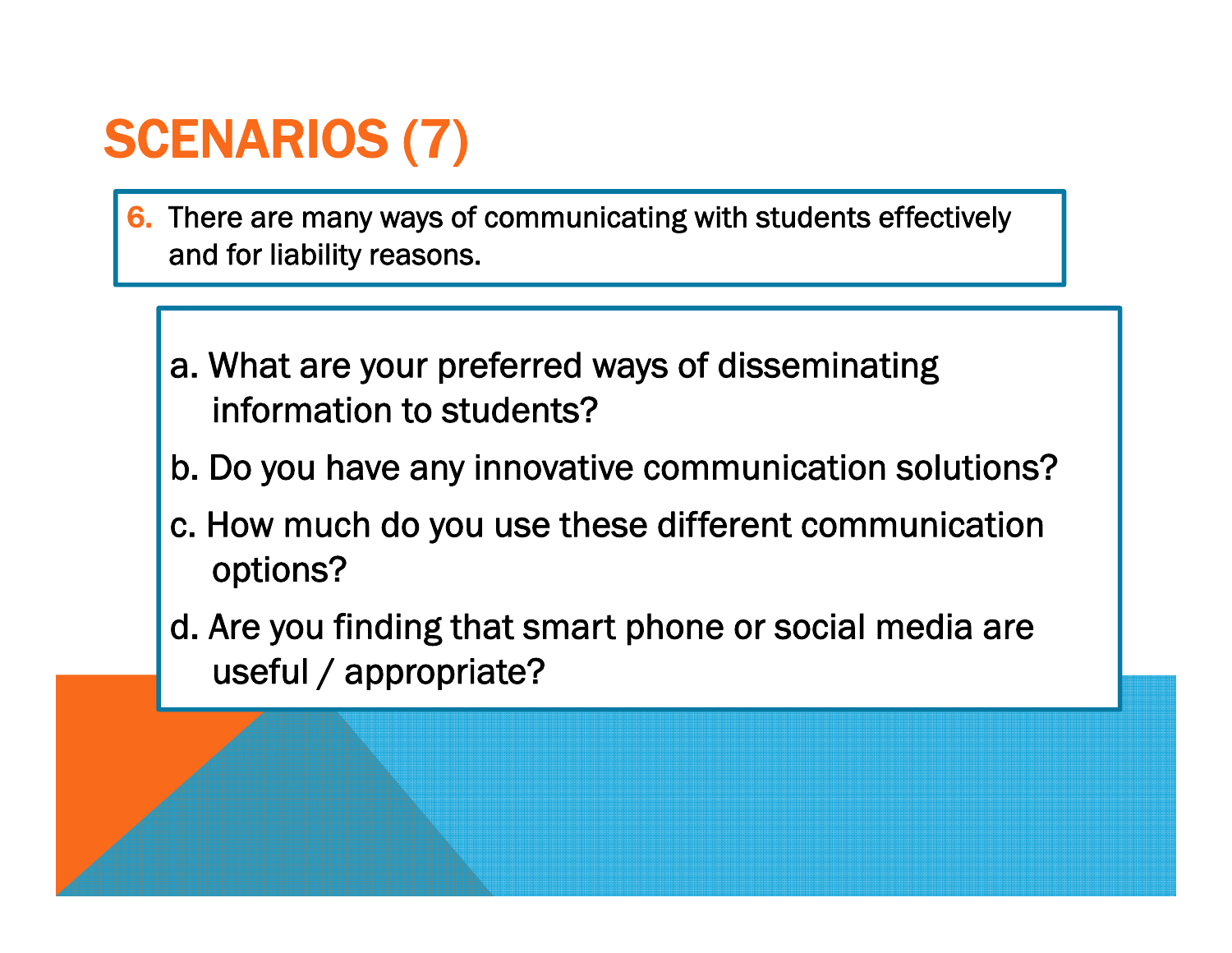# SCENARIOS (7)

6. There are many ways of communicating with students effectively and for liability reasons.

a. What are your preferred ways of disseminating information to students?

b. Do you have any innovative communication solutions?

c. How much do you use these different communication options?

d. Are you finding that smart phone or social media are useful / appropriate?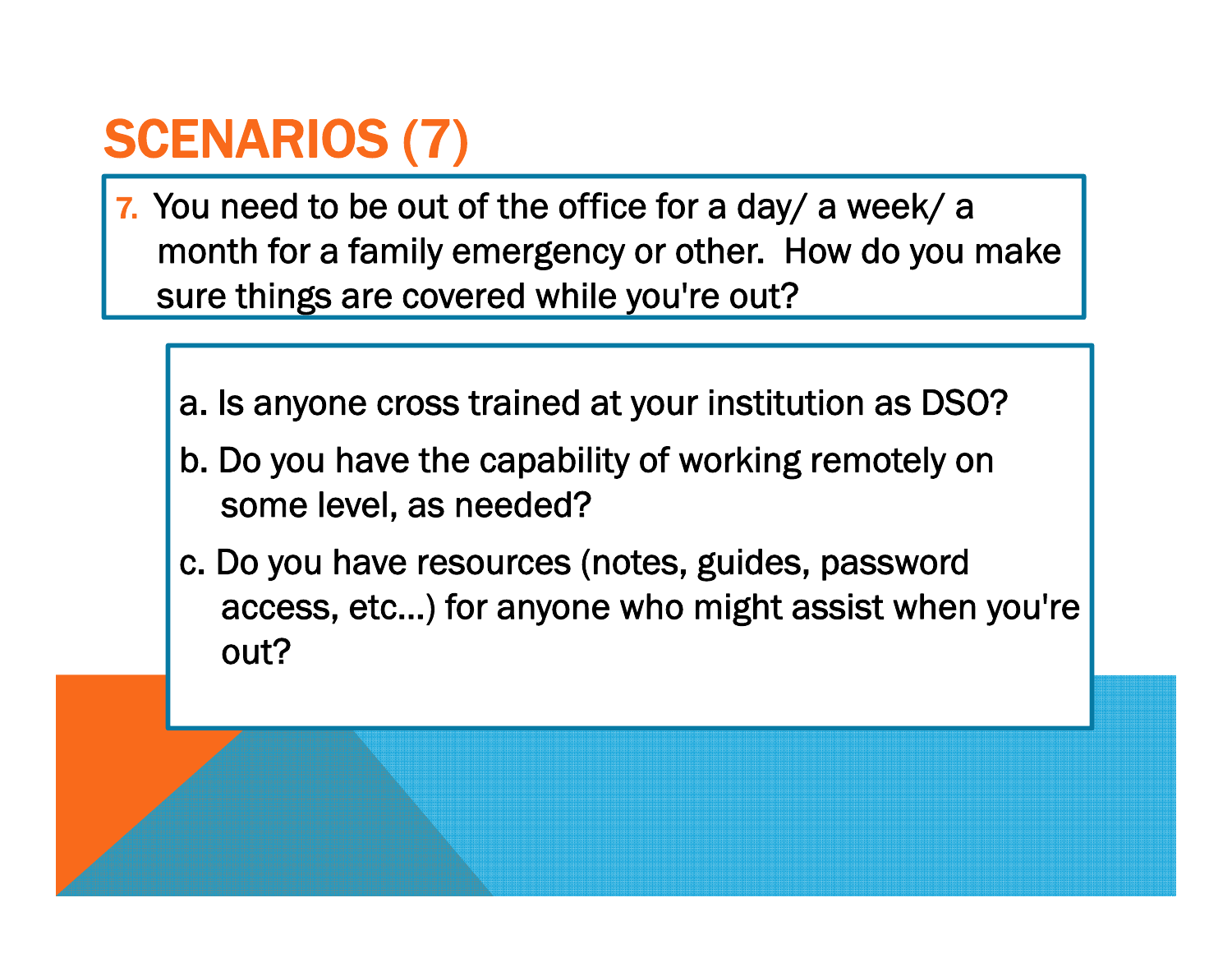# SCENARIOS (7)

7. You need to be out of the office for a day/ a week/ a month for a family emergency or other. How do you make sure things are covered while you're out?

a. Is anyone cross trained at your institution as DSO?

b. Do you have the capability of working remotely on some level, as needed?

c. Do you have resources (notes, guides, password access, etc…) for anyone who might assist when you're out?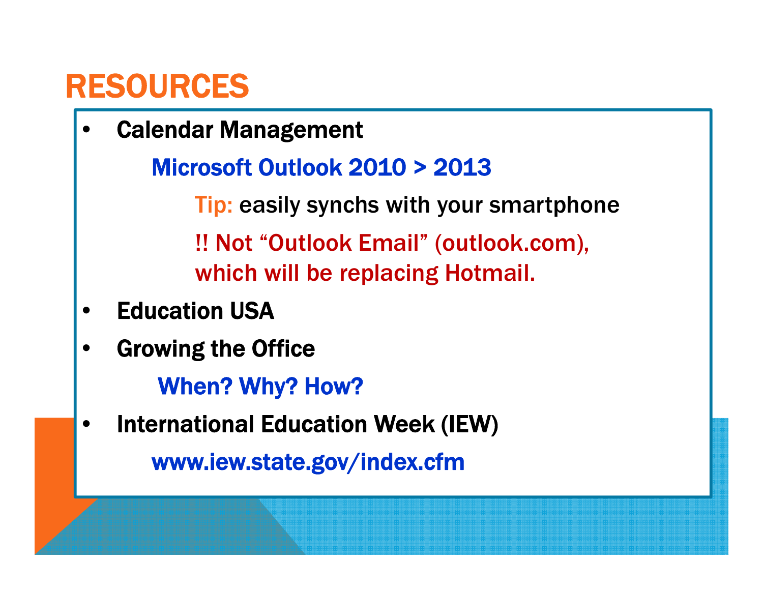# RESOURCES

- **Calendar Management**
  - **Microsoft Outlook 2010 > 2013**
    - Tip: easily synchs with your smartphone
    - !! Not "Outlook Email" (outlook.com), which will be replacing Hotmail.
- **Education USA**
- **Growing the Office**
  - **When? Why? How?**
- **International Education Week (IEW)**
  - **www.iew.state.gov/index.cfm**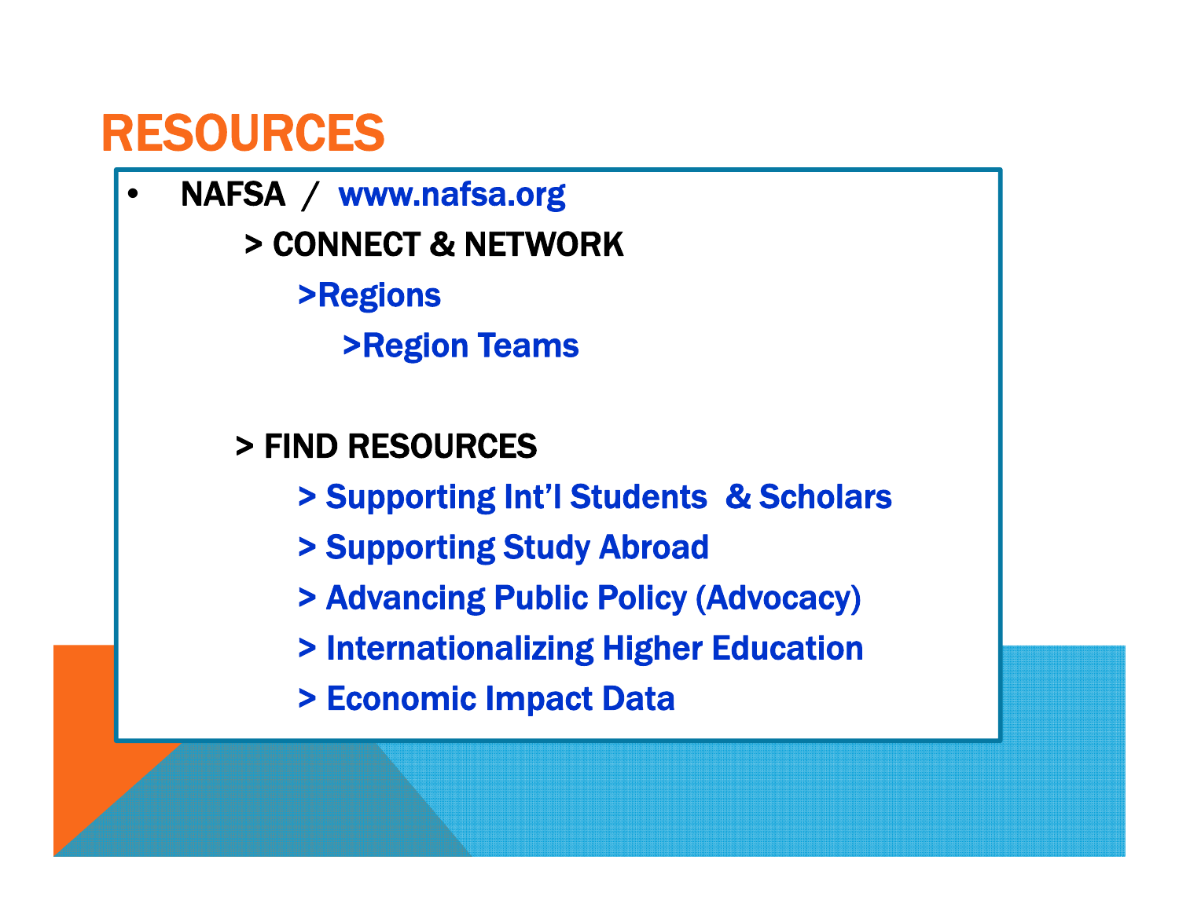# RESOURCES

- NAFSA / www.nafsa.org
  - > CONNECT & NETWORK
    - >Regions
      - >Region Teams
  - > FIND RESOURCES
    - > Supporting Int'l Students & Scholars
    - > Supporting Study Abroad
    - > Advancing Public Policy (Advocacy)
    - > Internationalizing Higher Education
    - > Economic Impact Data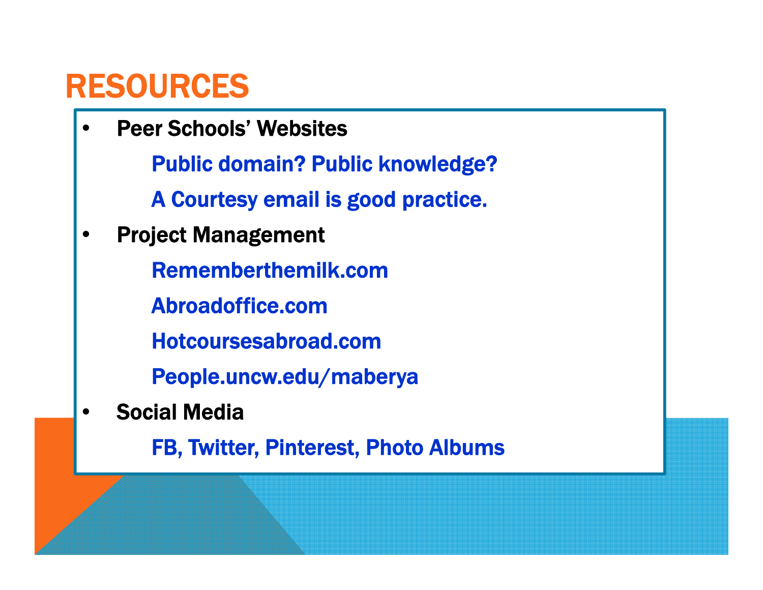# RESOURCES

- Peer Schools' Websites
  - Public domain? Public knowledge?
  - A Courtesy email is good practice.
- Project Management
  - Rememberthemilk.com
  - Abroadoffice.com
  - Hotcoursesabroad.com
  - People.uncw.edu/maberya
- Social Media
  - FB, Twitter, Pinterest, Photo Albums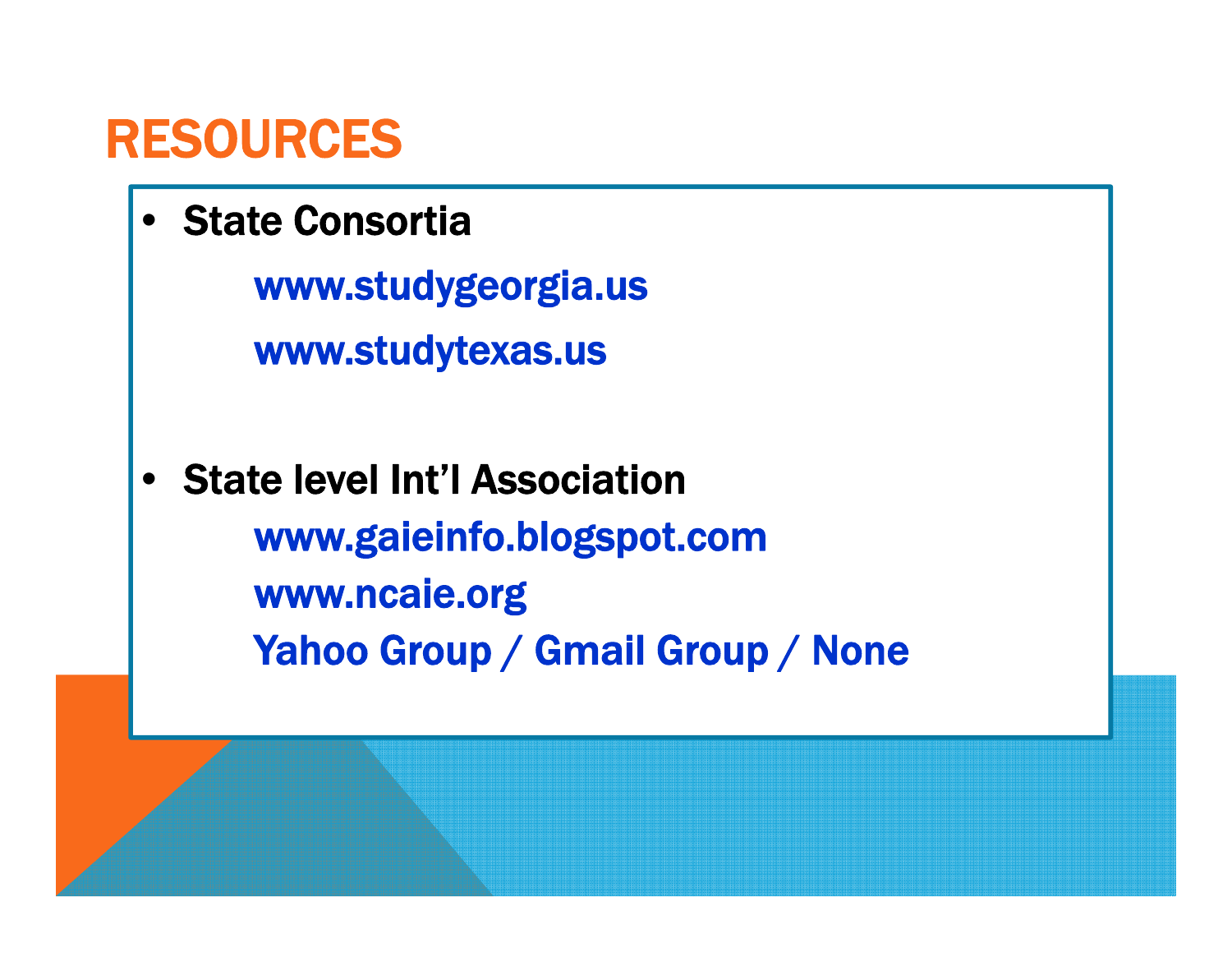# RESOURCES

- **State Consortia**
  - www.studygeorgia.us
  - www.studytexas.us

- **State level Int'l Association**
  - www.gaieinfo.blogspot.com
  - www.ncaie.org
  - Yahoo Group / Gmail Group / None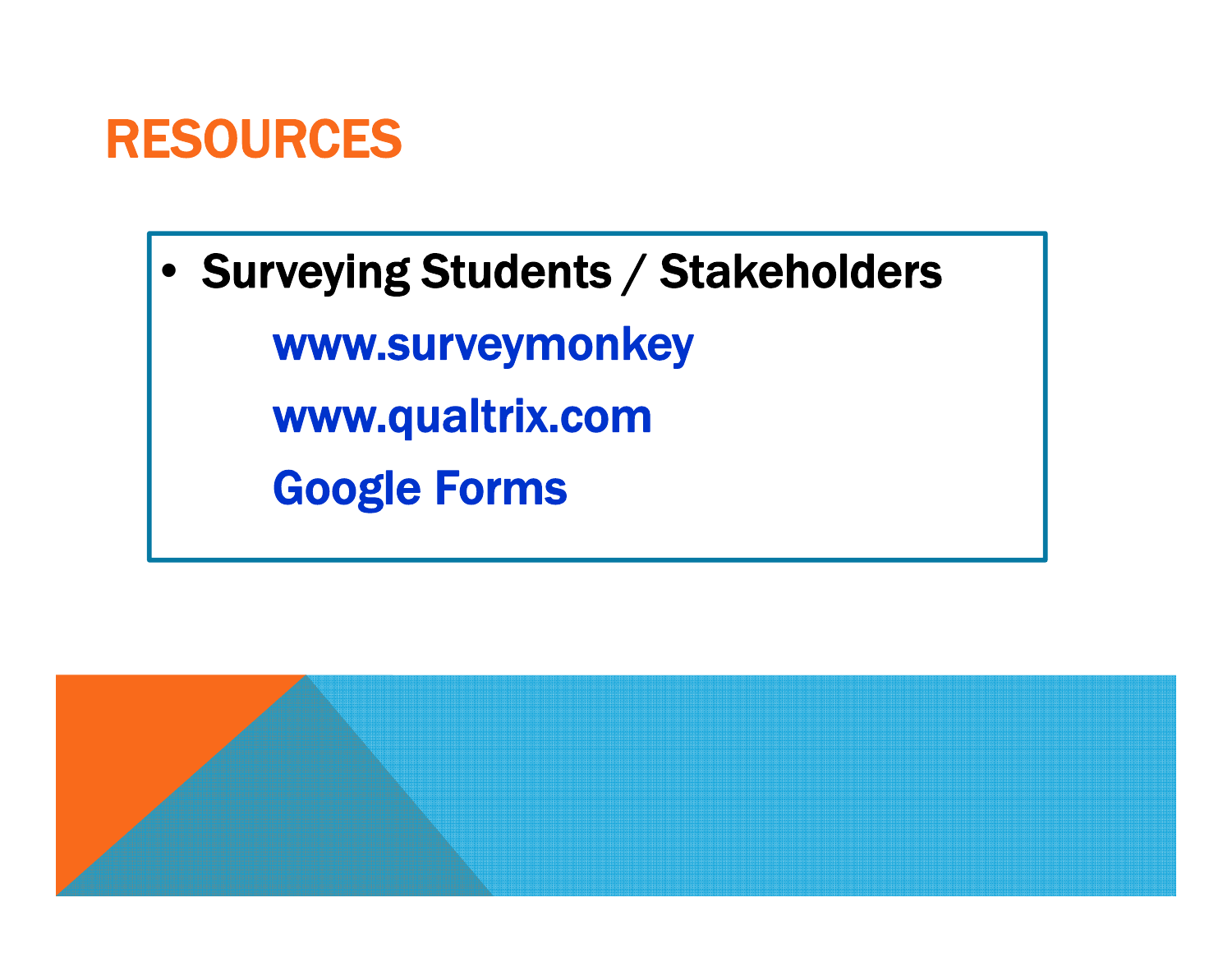# RESOURCES

- **Surveying Students / Stakeholders**
  - www.surveymonkey
  - www.qualtrix.com
  - Google Forms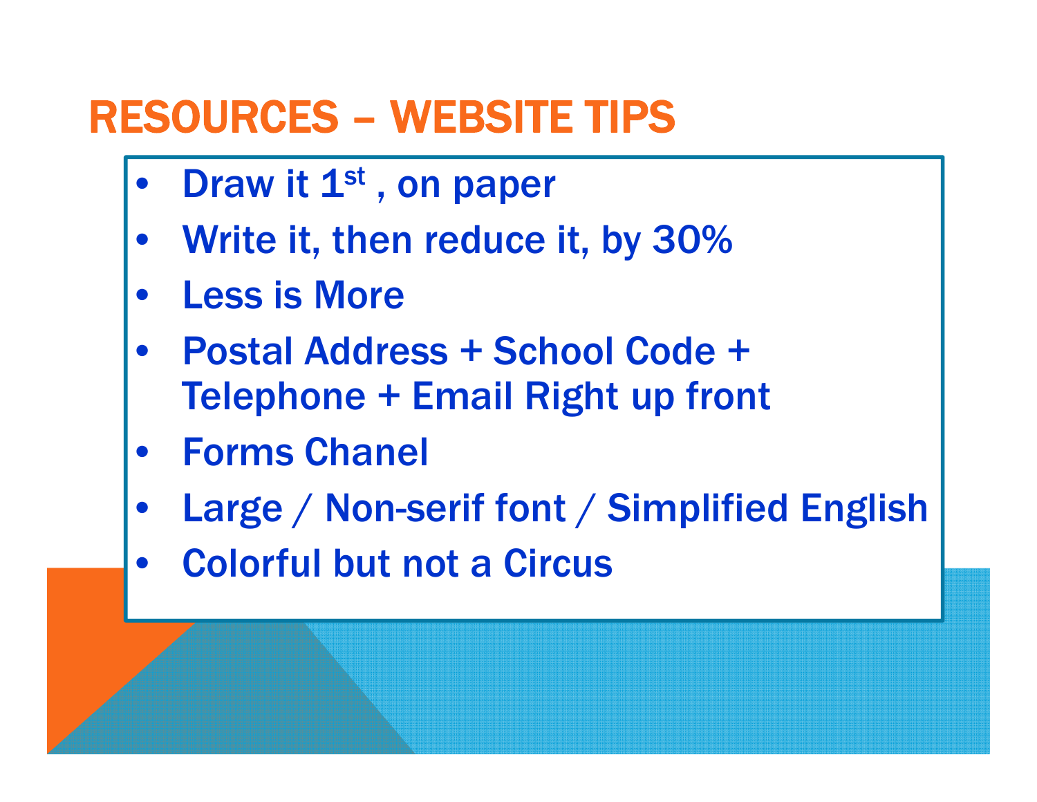# RESOURCES – WEBSITE TIPS

- Draw it 1st , on paper
- Write it, then reduce it, by 30%
- Less is More
- Postal Address + School Code + Telephone + Email Right up front
- Forms Chanel
- Large / Non-serif font / Simplified English
- Colorful but not a Circus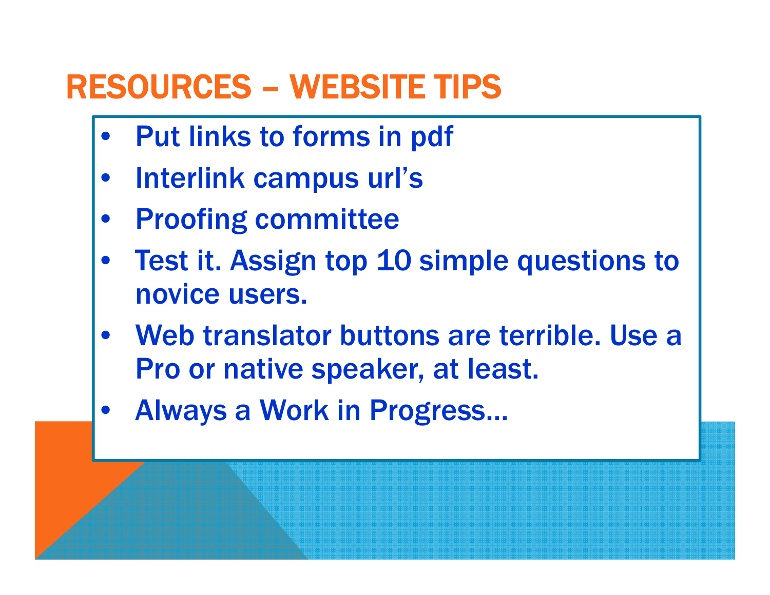# RESOURCES – WEBSITE TIPS

- Put links to forms in pdf
- Interlink campus url's
- Proofing committee
- Test it. Assign top 10 simple questions to novice users.
- Web translator buttons are terrible. Use a Pro or native speaker, at least.
- Always a Work in Progress…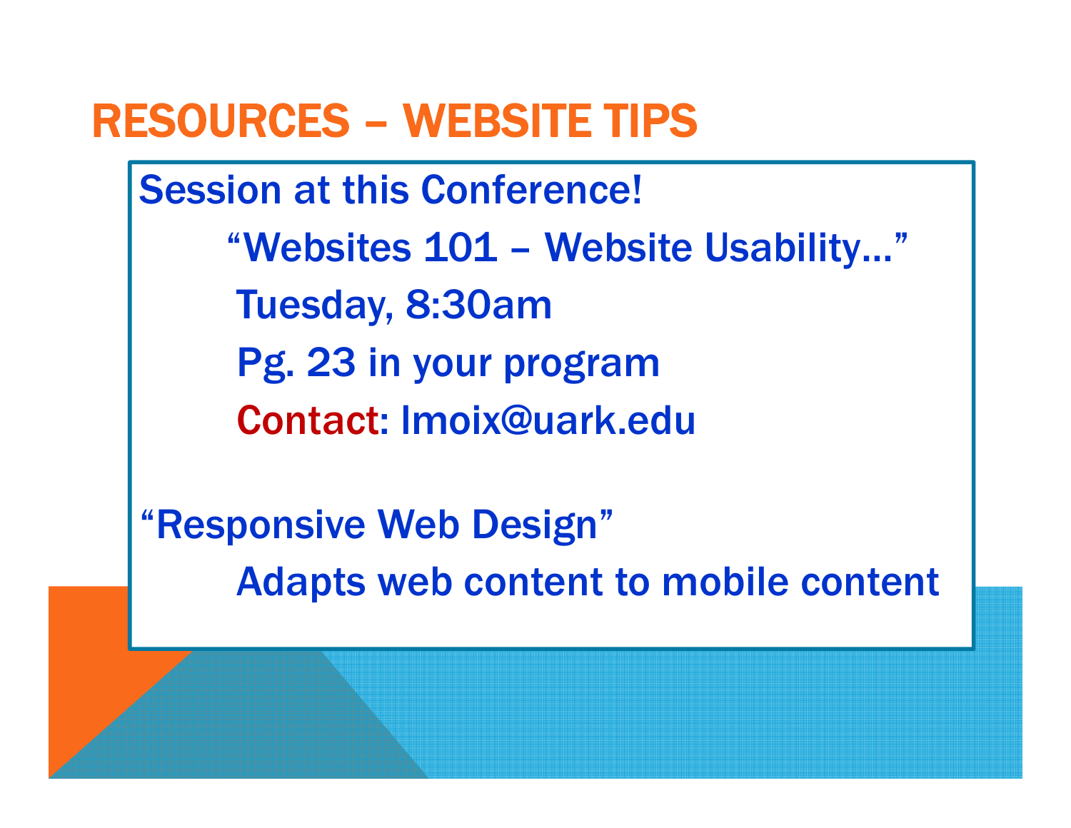# RESOURCES – WEBSITE TIPS

Session at this Conference!

"Websites 101 – Website Usability…"

Tuesday, 8:30am

Pg. 23 in your program

Contact: lmoix@uark.edu

"Responsive Web Design"

Adapts web content to mobile content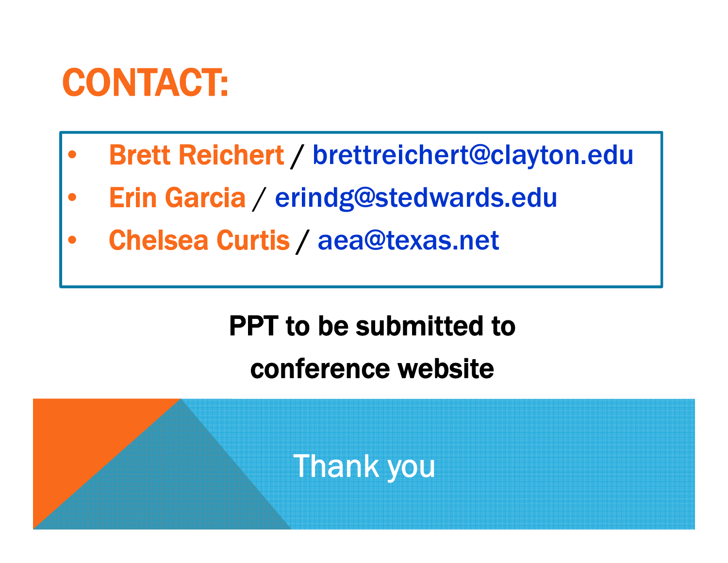# CONTACT:

- **Brett Reichert** / brettreichert@clayton.edu
- **Erin Garcia** / erindg@stedwards.edu
- **Chelsea Curtis** / aea@texas.net

**PPT to be submitted to conference website**

Thank you